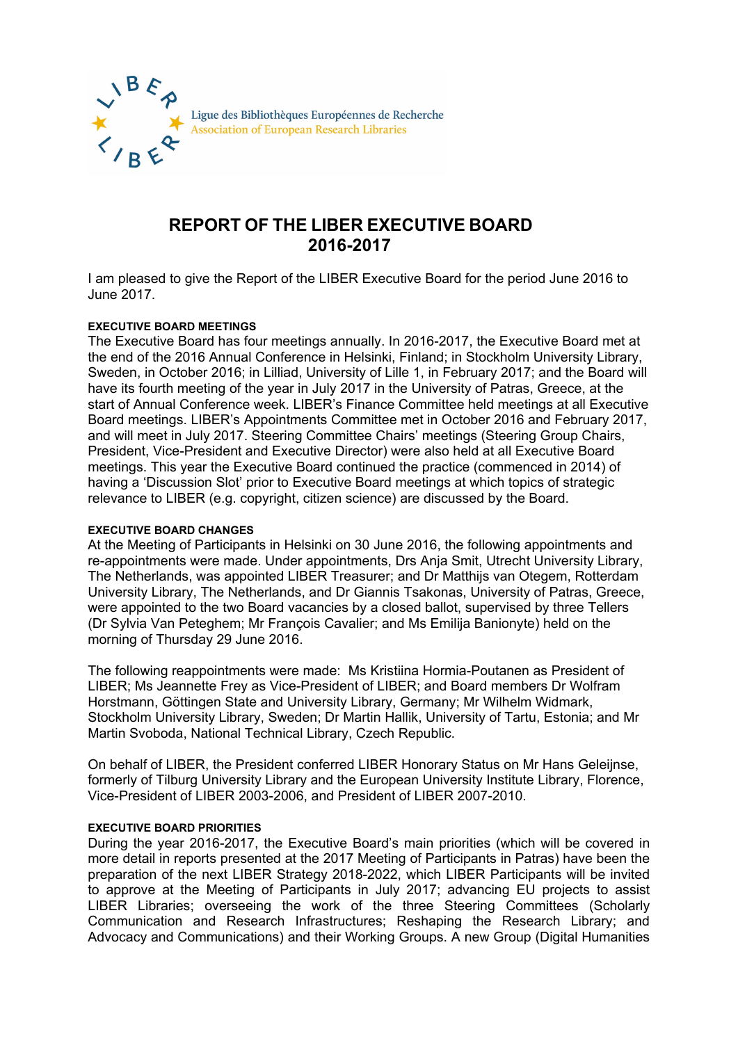Ligue des Bibliothèques Européennes de Recherche
Association of European Research Libraries

# REPORT OF THE LIBER EXECUTIVE BOARD 2016-2017

I am pleased to give the Report of the LIBER Executive Board for the period June 2016 to June 2017.

### EXECUTIVE BOARD MEETINGS

The Executive Board has four meetings annually. In 2016-2017, the Executive Board met at the end of the 2016 Annual Conference in Helsinki, Finland; in Stockholm University Library, Sweden, in October 2016; in Lilliad, University of Lille 1, in February 2017; and the Board will have its fourth meeting of the year in July 2017 in the University of Patras, Greece, at the start of Annual Conference week. LIBER's Finance Committee held meetings at all Executive Board meetings. LIBER's Appointments Committee met in October 2016 and February 2017, and will meet in July 2017. Steering Committee Chairs' meetings (Steering Group Chairs, President, Vice-President and Executive Director) were also held at all Executive Board meetings. This year the Executive Board continued the practice (commenced in 2014) of having a 'Discussion Slot' prior to Executive Board meetings at which topics of strategic relevance to LIBER (e.g. copyright, citizen science) are discussed by the Board.

### EXECUTIVE BOARD CHANGES

At the Meeting of Participants in Helsinki on 30 June 2016, the following appointments and re-appointments were made. Under appointments, Drs Anja Smit, Utrecht University Library, The Netherlands, was appointed LIBER Treasurer; and Dr Matthijs van Otegem, Rotterdam University Library, The Netherlands, and Dr Giannis Tsakonas, University of Patras, Greece, were appointed to the two Board vacancies by a closed ballot, supervised by three Tellers (Dr Sylvia Van Peteghem; Mr François Cavalier; and Ms Emilija Banionyte) held on the morning of Thursday 29 June 2016.

The following reappointments were made: Ms Kristiina Hormia-Poutanen as President of LIBER; Ms Jeannette Frey as Vice-President of LIBER; and Board members Dr Wolfram Horstmann, Göttingen State and University Library, Germany; Mr Wilhelm Widmark, Stockholm University Library, Sweden; Dr Martin Hallik, University of Tartu, Estonia; and Mr Martin Svoboda, National Technical Library, Czech Republic.

On behalf of LIBER, the President conferred LIBER Honorary Status on Mr Hans Geleijnse, formerly of Tilburg University Library and the European University Institute Library, Florence, Vice-President of LIBER 2003-2006, and President of LIBER 2007-2010.

### EXECUTIVE BOARD PRIORITIES

During the year 2016-2017, the Executive Board's main priorities (which will be covered in more detail in reports presented at the 2017 Meeting of Participants in Patras) have been the preparation of the next LIBER Strategy 2018-2022, which LIBER Participants will be invited to approve at the Meeting of Participants in July 2017; advancing EU projects to assist LIBER Libraries; overseeing the work of the three Steering Committees (Scholarly Communication and Research Infrastructures; Reshaping the Research Library; and Advocacy and Communications) and their Working Groups. A new Group (Digital Humanities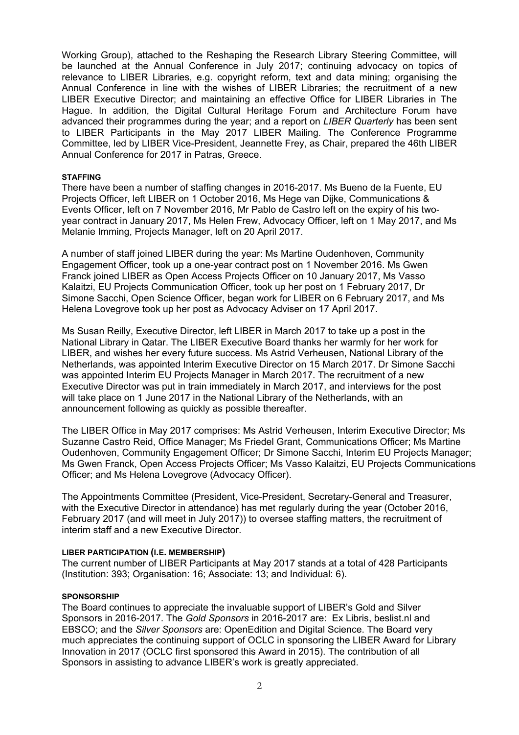Working Group), attached to the Reshaping the Research Library Steering Committee, will be launched at the Annual Conference in July 2017; continuing advocacy on topics of relevance to LIBER Libraries, e.g. copyright reform, text and data mining; organising the Annual Conference in line with the wishes of LIBER Libraries; the recruitment of a new LIBER Executive Director; and maintaining an effective Office for LIBER Libraries in The Hague. In addition, the Digital Cultural Heritage Forum and Architecture Forum have advanced their programmes during the year; and a report on *LIBER Quarterly* has been sent to LIBER Participants in the May 2017 LIBER Mailing. The Conference Programme Committee, led by LIBER Vice-President, Jeannette Frey, as Chair, prepared the 46th LIBER Annual Conference for 2017 in Patras, Greece.

#### STAFFING

There have been a number of staffing changes in 2016-2017. Ms Bueno de la Fuente, EU Projects Officer, left LIBER on 1 October 2016, Ms Hege van Dijke, Communications & Events Officer, left on 7 November 2016, Mr Pablo de Castro left on the expiry of his two-year contract in January 2017, Ms Helen Frew, Advocacy Officer, left on 1 May 2017, and Ms Melanie Imming, Projects Manager, left on 20 April 2017.

A number of staff joined LIBER during the year: Ms Martine Oudenhoven, Community Engagement Officer, took up a one-year contract post on 1 November 2016. Ms Gwen Franck joined LIBER as Open Access Projects Officer on 10 January 2017, Ms Vasso Kalaitzi, EU Projects Communication Officer, took up her post on 1 February 2017, Dr Simone Sacchi, Open Science Officer, began work for LIBER on 6 February 2017, and Ms Helena Lovegrove took up her post as Advocacy Adviser on 17 April 2017.

Ms Susan Reilly, Executive Director, left LIBER in March 2017 to take up a post in the National Library in Qatar. The LIBER Executive Board thanks her warmly for her work for LIBER, and wishes her every future success. Ms Astrid Verheusen, National Library of the Netherlands, was appointed Interim Executive Director on 15 March 2017. Dr Simone Sacchi was appointed Interim EU Projects Manager in March 2017. The recruitment of a new Executive Director was put in train immediately in March 2017, and interviews for the post will take place on 1 June 2017 in the National Library of the Netherlands, with an announcement following as quickly as possible thereafter.

The LIBER Office in May 2017 comprises: Ms Astrid Verheusen, Interim Executive Director; Ms Suzanne Castro Reid, Office Manager; Ms Friedel Grant, Communications Officer; Ms Martine Oudenhoven, Community Engagement Officer; Dr Simone Sacchi, Interim EU Projects Manager; Ms Gwen Franck, Open Access Projects Officer; Ms Vasso Kalaitzi, EU Projects Communications Officer; and Ms Helena Lovegrove (Advocacy Officer).

The Appointments Committee (President, Vice-President, Secretary-General and Treasurer, with the Executive Director in attendance) has met regularly during the year (October 2016, February 2017 (and will meet in July 2017)) to oversee staffing matters, the recruitment of interim staff and a new Executive Director.

#### LIBER PARTICIPATION (I.E. MEMBERSHIP)

The current number of LIBER Participants at May 2017 stands at a total of 428 Participants (Institution: 393; Organisation: 16; Associate: 13; and Individual: 6).

#### SPONSORSHIP

The Board continues to appreciate the invaluable support of LIBER's Gold and Silver Sponsors in 2016-2017. The *Gold Sponsors* in 2016-2017 are: Ex Libris, beslist.nl and EBSCO; and the *Silver Sponsors* are: OpenEdition and Digital Science. The Board very much appreciates the continuing support of OCLC in sponsoring the LIBER Award for Library Innovation in 2017 (OCLC first sponsored this Award in 2015). The contribution of all Sponsors in assisting to advance LIBER's work is greatly appreciated.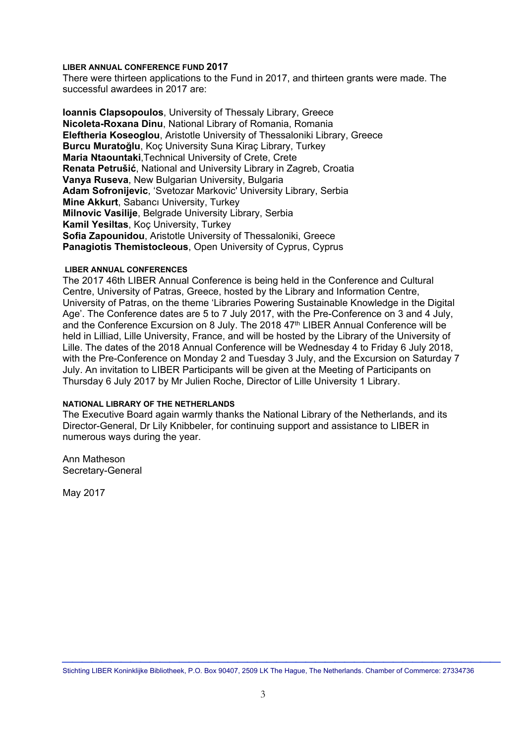#### LIBER ANNUAL CONFERENCE FUND 2017

There were thirteen applications to the Fund in 2017, and thirteen grants were made. The successful awardees in 2017 are:

**Ioannis Clapsopoulos**, University of Thessaly Library, Greece
**Nicoleta-Roxana Dinu**, National Library of Romania, Romania
**Eleftheria Koseoglou**, Aristotle University of Thessaloniki Library, Greece
**Burcu Muratoğlu**, Koç University Suna Kiraç Library, Turkey
**Maria Ntaountaki**,Technical University of Crete, Crete
**Renata Petrušić**, National and University Library in Zagreb, Croatia
**Vanya Ruseva**, New Bulgarian University, Bulgaria
**Adam Sofronijevic**, 'Svetozar Markovic' University Library, Serbia
**Mine Akkurt**, Sabancı University, Turkey
**Milnovic Vasilije**, Belgrade University Library, Serbia
**Kamil Yesiltas**, Koç University, Turkey
**Sofia Zapounidou**, Aristotle University of Thessaloniki, Greece
**Panagiotis Themistocleous**, Open University of Cyprus, Cyprus

#### LIBER ANNUAL CONFERENCES

The 2017 46th LIBER Annual Conference is being held in the Conference and Cultural Centre, University of Patras, Greece, hosted by the Library and Information Centre, University of Patras, on the theme 'Libraries Powering Sustainable Knowledge in the Digital Age'. The Conference dates are 5 to 7 July 2017, with the Pre-Conference on 3 and 4 July, and the Conference Excursion on 8 July. The 2018 47th LIBER Annual Conference will be held in Lilliad, Lille University, France, and will be hosted by the Library of the University of Lille. The dates of the 2018 Annual Conference will be Wednesday 4 to Friday 6 July 2018, with the Pre-Conference on Monday 2 and Tuesday 3 July, and the Excursion on Saturday 7 July. An invitation to LIBER Participants will be given at the Meeting of Participants on Thursday 6 July 2017 by Mr Julien Roche, Director of Lille University 1 Library.

#### NATIONAL LIBRARY OF THE NETHERLANDS

The Executive Board again warmly thanks the National Library of the Netherlands, and its Director-General, Dr Lily Knibbeler, for continuing support and assistance to LIBER in numerous ways during the year.

Ann Matheson
Secretary-General

May 2017